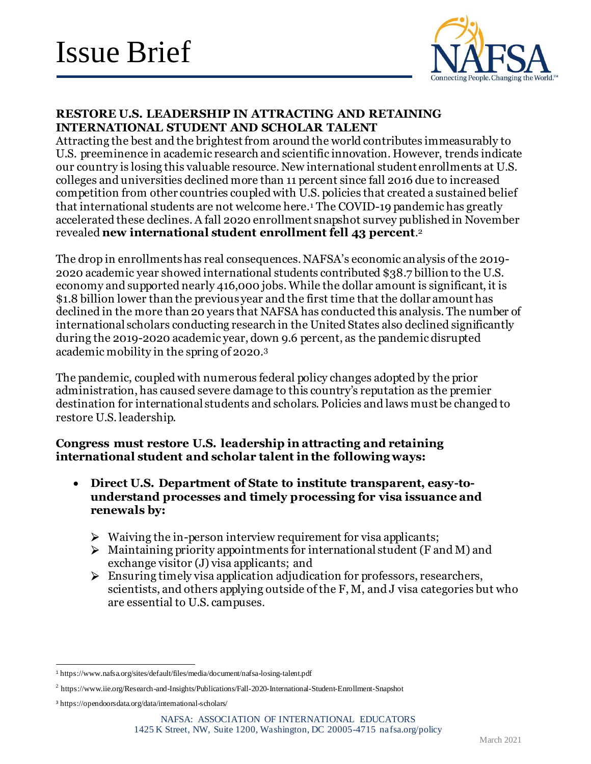# Issue Brief

## RESTORE U.S. LEADERSHIP IN ATTRACTING AND RETAINING INTERNATIONAL STUDENT AND SCHOLAR TALENT

Attracting the best and the brightest from around the world contributes immeasurably to U.S. preeminence in academic research and scientific innovation. However, trends indicate our country is losing this valuable resource. New international student enrollments at U.S. colleges and universities declined more than 11 percent since fall 2016 due to increased competition from other countries coupled with U.S. policies that created a sustained belief that international students are not welcome here.[1] The COVID-19 pandemic has greatly accelerated these declines. A fall 2020 enrollment snapshot survey published in November revealed **new international student enrollment fell 43 percent**.[2]

The drop in enrollments has real consequences. NAFSA's economic analysis of the 2019-2020 academic year showed international students contributed $38.7 billion to the U.S. economy and supported nearly 416,000 jobs. While the dollar amount is significant, it is $1.8 billion lower than the previous year and the first time that the dollar amount has declined in the more than 20 years that NAFSA has conducted this analysis. The number of international scholars conducting research in the United States also declined significantly during the 2019-2020 academic year, down 9.6 percent, as the pandemic disrupted academic mobility in the spring of 2020.[3]

The pandemic, coupled with numerous federal policy changes adopted by the prior administration, has caused severe damage to this country's reputation as the premier destination for international students and scholars. Policies and laws must be changed to restore U.S. leadership.

### Congress must restore U.S. leadership in attracting and retaining international student and scholar talent in the following ways:

- **Direct U.S. Department of State to institute transparent, easy-to-understand processes and timely processing for visa issuance and renewals by:**
  - Waiving the in-person interview requirement for visa applicants;
  - Maintaining priority appointments for international student (F and M) and exchange visitor (J) visa applicants; and
  - Ensuring timely visa application adjudication for professors, researchers, scientists, and others applying outside of the F, M, and J visa categories but who are essential to U.S. campuses.

---

[1] https://www.nafsa.org/sites/default/files/media/document/nafsa-losing-talent.pdf

[2] https://www.iie.org/Research-and-Insights/Publications/Fall-2020-International-Student-Enrollment-Snapshot

[3] https://opendoorsdata.org/data/international-scholars/

NAFSA: ASSOCIATION OF INTERNATIONAL EDUCATORS
1425 K Street, NW, Suite 1200, Washington, DC 20005-4715 nafsa.org/policy

March 2021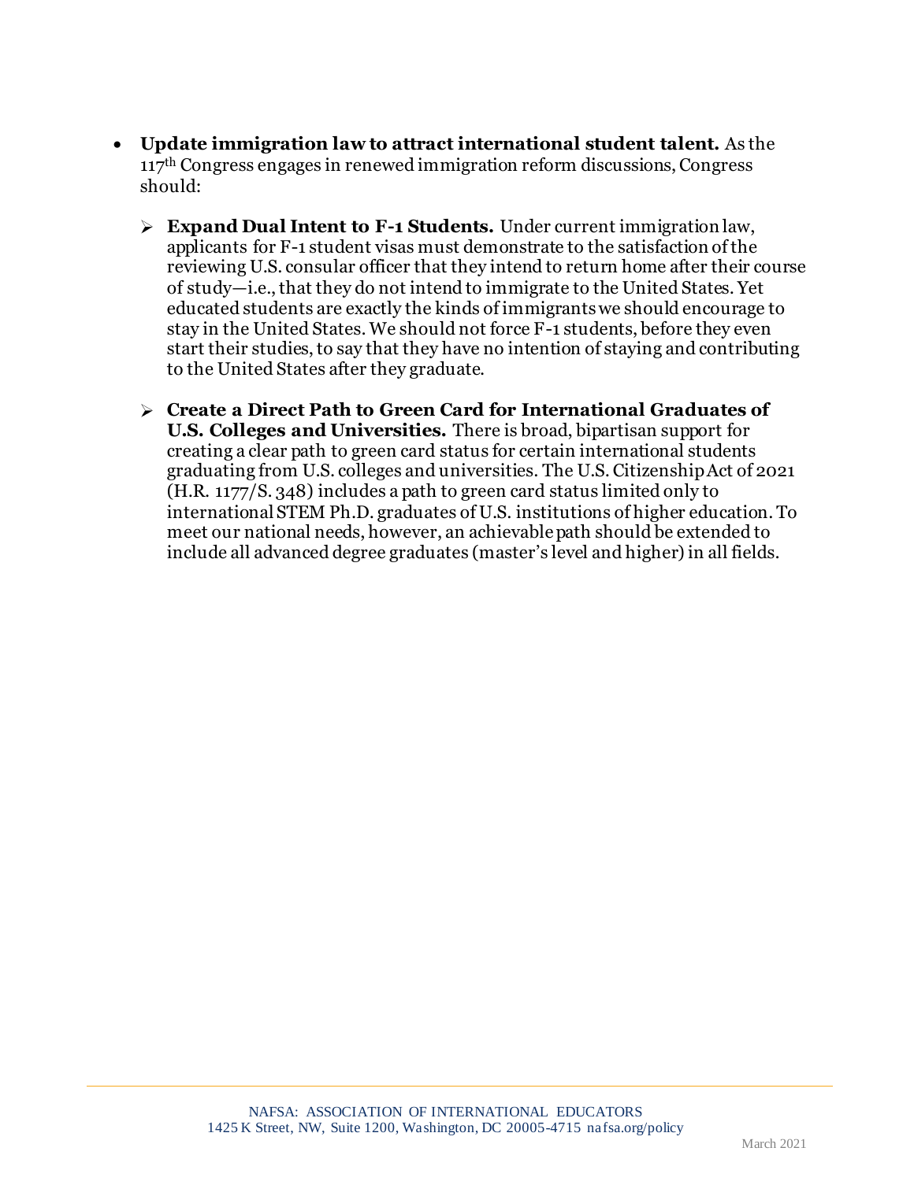- **Update immigration law to attract international student talent.** As the 117th Congress engages in renewed immigration reform discussions, Congress should:

  - **Expand Dual Intent to F-1 Students.** Under current immigration law, applicants for F-1 student visas must demonstrate to the satisfaction of the reviewing U.S. consular officer that they intend to return home after their course of study—i.e., that they do not intend to immigrate to the United States. Yet educated students are exactly the kinds of immigrants we should encourage to stay in the United States. We should not force F-1 students, before they even start their studies, to say that they have no intention of staying and contributing to the United States after they graduate.

  - **Create a Direct Path to Green Card for International Graduates of U.S. Colleges and Universities.** There is broad, bipartisan support for creating a clear path to green card status for certain international students graduating from U.S. colleges and universities. The U.S. Citizenship Act of 2021 (H.R. 1177/S. 348) includes a path to green card status limited only to international STEM Ph.D. graduates of U.S. institutions of higher education. To meet our national needs, however, an achievable path should be extended to include all advanced degree graduates (master's level and higher) in all fields.